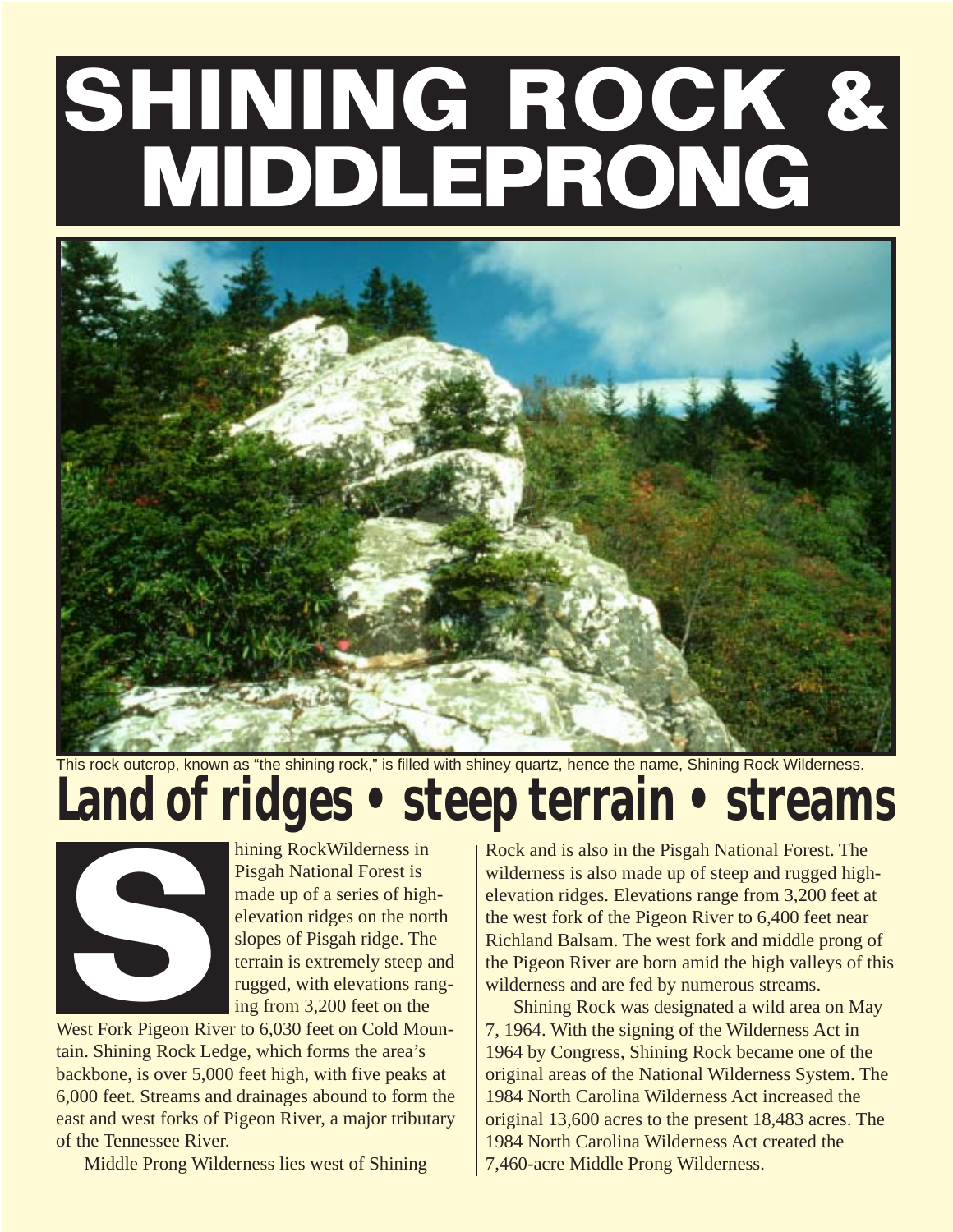# SHINING ROCK & MIDDLEPRONG

This rock outcrop, known as "the shining rock," is filled with shiney quartz, hence the name, Shining Rock Wilderness.

## Land of ridges • steep terrain • streams

Shining RockWilderness in Pisgah National Forest is made up of a series of high-elevation ridges on the north slopes of Pisgah ridge. The terrain is extremely steep and rugged, with elevations ranging from 3,200 feet on the West Fork Pigeon River to 6,030 feet on Cold Mountain. Shining Rock Ledge, which forms the area's backbone, is over 5,000 feet high, with five peaks at 6,000 feet. Streams and drainages abound to form the east and west forks of Pigeon River, a major tributary of the Tennessee River.

Middle Prong Wilderness lies west of Shining Rock and is also in the Pisgah National Forest. The wilderness is also made up of steep and rugged high-elevation ridges. Elevations range from 3,200 feet at the west fork of the Pigeon River to 6,400 feet near Richland Balsam. The west fork and middle prong of the Pigeon River are born amid the high valleys of this wilderness and are fed by numerous streams.

Shining Rock was designated a wild area on May 7, 1964. With the signing of the Wilderness Act in 1964 by Congress, Shining Rock became one of the original areas of the National Wilderness System. The 1984 North Carolina Wilderness Act increased the original 13,600 acres to the present 18,483 acres. The 1984 North Carolina Wilderness Act created the 7,460-acre Middle Prong Wilderness.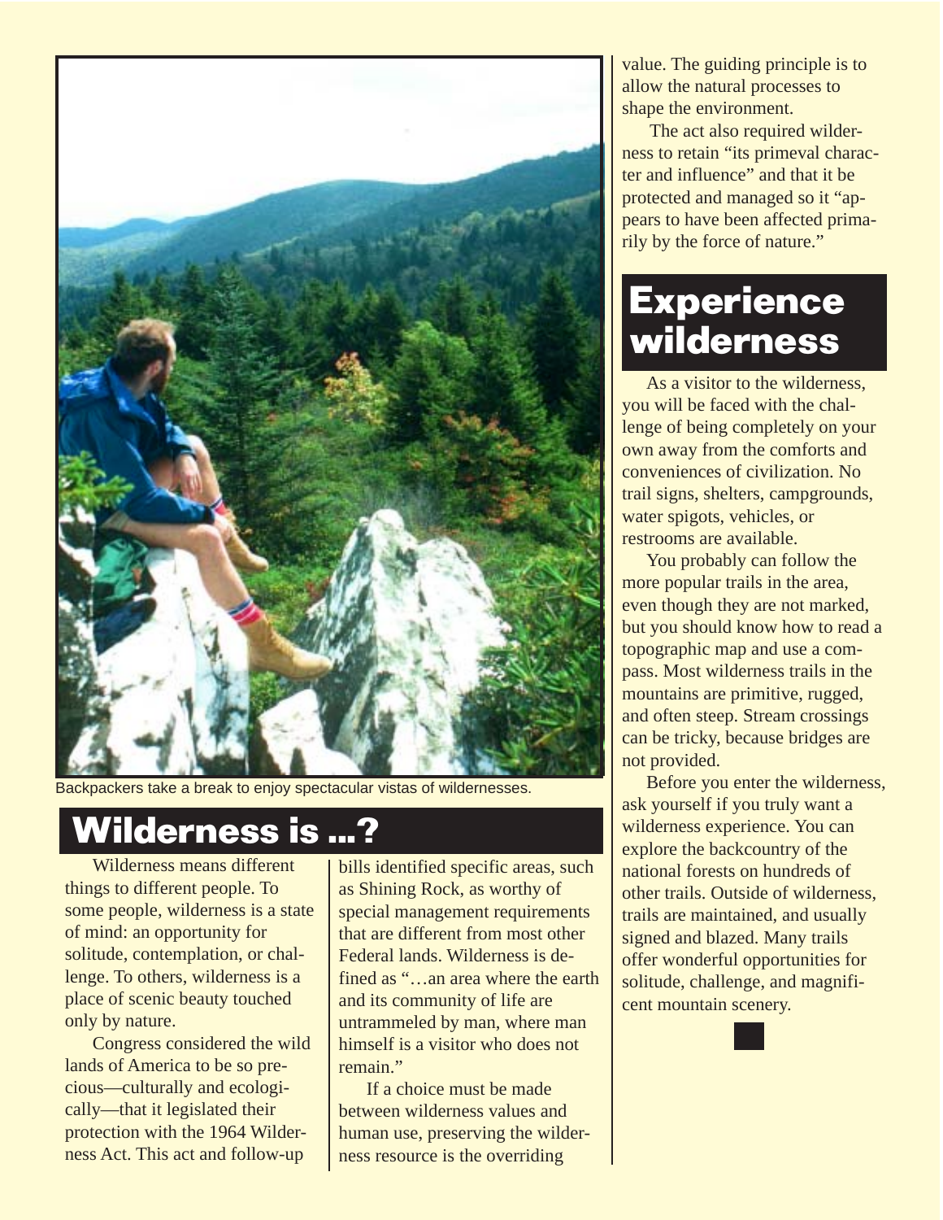Backpackers take a break to enjoy spectacular vistas of wildernesses.

## Wilderness is ...?

Wilderness means different things to different people. To some people, wilderness is a state of mind: an opportunity for solitude, contemplation, or challenge. To others, wilderness is a place of scenic beauty touched only by nature.

Congress considered the wild lands of America to be so precious—culturally and ecologically—that it legislated their protection with the 1964 Wilderness Act. This act and follow-up bills identified specific areas, such as Shining Rock, as worthy of special management requirements that are different from most other Federal lands. Wilderness is defined as "…an area where the earth and its community of life are untrammeled by man, where man himself is a visitor who does not remain."

If a choice must be made between wilderness values and human use, preserving the wilderness resource is the overriding value. The guiding principle is to allow the natural processes to shape the environment.

The act also required wilderness to retain "its primeval character and influence" and that it be protected and managed so it "appears to have been affected primarily by the force of nature."

## Experience wilderness

As a visitor to the wilderness, you will be faced with the challenge of being completely on your own away from the comforts and conveniences of civilization. No trail signs, shelters, campgrounds, water spigots, vehicles, or restrooms are available.

You probably can follow the more popular trails in the area, even though they are not marked, but you should know how to read a topographic map and use a compass. Most wilderness trails in the mountains are primitive, rugged, and often steep. Stream crossings can be tricky, because bridges are not provided.

Before you enter the wilderness, ask yourself if you truly want a wilderness experience. You can explore the backcountry of the national forests on hundreds of other trails. Outside of wilderness, trails are maintained, and usually signed and blazed. Many trails offer wonderful opportunities for solitude, challenge, and magnificent mountain scenery.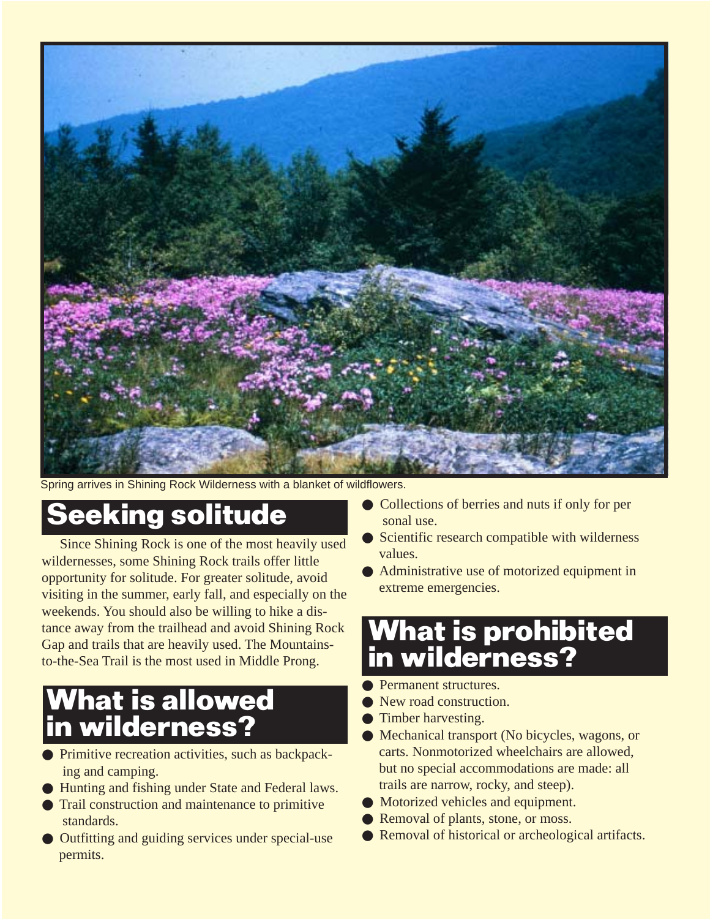Spring arrives in Shining Rock Wilderness with a blanket of wildflowers.

## Seeking solitude

Since Shining Rock is one of the most heavily used wildernesses, some Shining Rock trails offer little opportunity for solitude. For greater solitude, avoid visiting in the summer, early fall, and especially on the weekends. You should also be willing to hike a distance away from the trailhead and avoid Shining Rock Gap and trails that are heavily used. The Mountains-to-the-Sea Trail is the most used in Middle Prong.

## What is allowed in wilderness?

- Primitive recreation activities, such as backpacking and camping.
- Hunting and fishing under State and Federal laws.
- Trail construction and maintenance to primitive standards.
- Outfitting and guiding services under special-use permits.
- Collections of berries and nuts if only for personal use.
- Scientific research compatible with wilderness values.
- Administrative use of motorized equipment in extreme emergencies.

## What is prohibited in wilderness?

- Permanent structures.
- New road construction.
- Timber harvesting.
- Mechanical transport (No bicycles, wagons, or carts. Nonmotorized wheelchairs are allowed, but no special accommodations are made: all trails are narrow, rocky, and steep).
- Motorized vehicles and equipment.
- Removal of plants, stone, or moss.
- Removal of historical or archeological artifacts.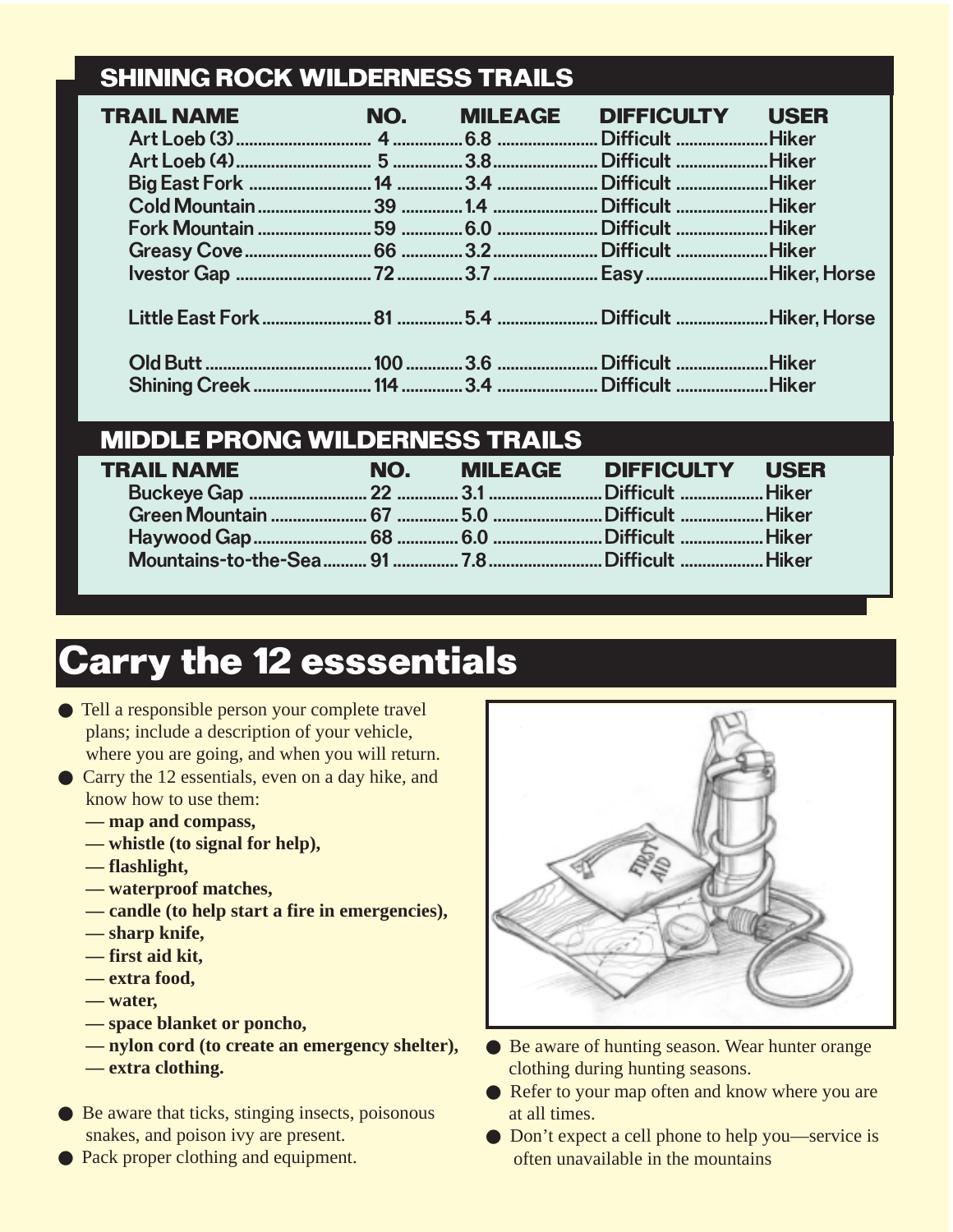## SHINING ROCK WILDERNESS TRAILS

| TRAIL NAME | NO. | MILEAGE | DIFFICULTY | USER |
|---|---|---|---|---|
| Art Loeb (3) | 4 | 6.8 | Difficult | Hiker |
| Art Loeb (4) | 5 | 3.8 | Difficult | Hiker |
| Big East Fork | 14 | 3.4 | Difficult | Hiker |
| Cold Mountain | 39 | 1.4 | Difficult | Hiker |
| Fork Mountain | 59 | 6.0 | Difficult | Hiker |
| Greasy Cove | 66 | 3.2 | Difficult | Hiker |
| Ivestor Gap | 72 | 3.7 | Easy | Hiker, Horse |
| Little East Fork | 81 | 5.4 | Difficult | Hiker, Horse |
| Old Butt | 100 | 3.6 | Difficult | Hiker |
| Shining Creek | 114 | 3.4 | Difficult | Hiker |

## MIDDLE PRONG WILDERNESS TRAILS

| TRAIL NAME | NO. | MILEAGE | DIFFICULTY | USER |
|---|---|---|---|---|
| Buckeye Gap | 22 | 3.1 | Difficult | Hiker |
| Green Mountain | 67 | 5.0 | Difficult | Hiker |
| Haywood Gap | 68 | 6.0 | Difficult | Hiker |
| Mountains-to-the-Sea | 91 | 7.8 | Difficult | Hiker |

# Carry the 12 esssentials

- Tell a responsible person your complete travel plans; include a description of your vehicle, where you are going, and when you will return.
- Carry the 12 essentials, even on a day hike, and know how to use them:
  - **— map and compass,**
  - **— whistle (to signal for help),**
  - **— flashlight,**
  - **— waterproof matches,**
  - **— candle (to help start a fire in emergencies),**
  - **— sharp knife,**
  - **— first aid kit,**
  - **— extra food,**
  - **— water,**
  - **— space blanket or poncho,**
  - **— nylon cord (to create an emergency shelter),**
  - **— extra clothing.**
- Be aware that ticks, stinging insects, poisonous snakes, and poison ivy are present.
- Pack proper clothing and equipment.
- Be aware of hunting season. Wear hunter orange clothing during hunting seasons.
- Refer to your map often and know where you are at all times.
- Don't expect a cell phone to help you—service is often unavailable in the mountains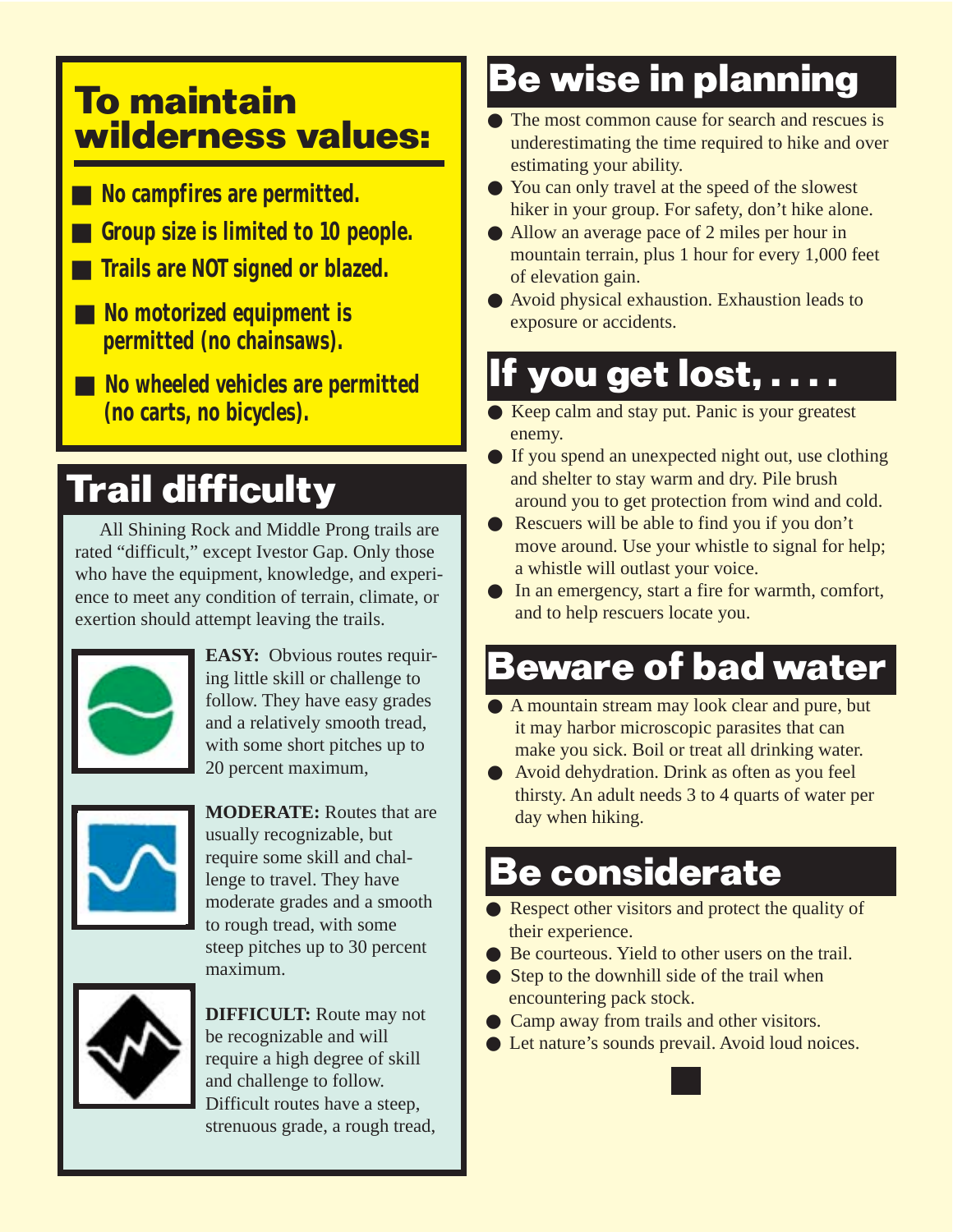## To maintain wilderness values:

- **No campfires are permitted.**
- **Group size is limited to 10 people.**
- **Trails are NOT signed or blazed.**
- **No motorized equipment is permitted (no chainsaws).**
- **No wheeled vehicles are permitted (no carts, no bicycles).**

## Trail difficulty

All Shining Rock and Middle Prong trails are rated "difficult," except Ivestor Gap. Only those who have the equipment, knowledge, and experience to meet any condition of terrain, climate, or exertion should attempt leaving the trails.

**EASY:** Obvious routes requiring little skill or challenge to follow. They have easy grades and a relatively smooth tread, with some short pitches up to 20 percent maximum,

**MODERATE:** Routes that are usually recognizable, but require some skill and challenge to travel. They have moderate grades and a smooth to rough tread, with some steep pitches up to 30 percent maximum.

**DIFFICULT:** Route may not be recognizable and will require a high degree of skill and challenge to follow. Difficult routes have a steep, strenuous grade, a rough tread,

## Be wise in planning

- The most common cause for search and rescues is underestimating the time required to hike and over estimating your ability.
- You can only travel at the speed of the slowest hiker in your group. For safety, don't hike alone.
- Allow an average pace of 2 miles per hour in mountain terrain, plus 1 hour for every 1,000 feet of elevation gain.
- Avoid physical exhaustion. Exhaustion leads to exposure or accidents.

## If you get lost, . . . .

- Keep calm and stay put. Panic is your greatest enemy.
- If you spend an unexpected night out, use clothing and shelter to stay warm and dry. Pile brush around you to get protection from wind and cold.
- Rescuers will be able to find you if you don't move around. Use your whistle to signal for help; a whistle will outlast your voice.
- In an emergency, start a fire for warmth, comfort, and to help rescuers locate you.

## Beware of bad water

- A mountain stream may look clear and pure, but it may harbor microscopic parasites that can make you sick. Boil or treat all drinking water.
- Avoid dehydration. Drink as often as you feel thirsty. An adult needs 3 to 4 quarts of water per day when hiking.

## Be considerate

- Respect other visitors and protect the quality of their experience.
- Be courteous. Yield to other users on the trail.
- Step to the downhill side of the trail when encountering pack stock.
- Camp away from trails and other visitors.
- Let nature's sounds prevail. Avoid loud noices.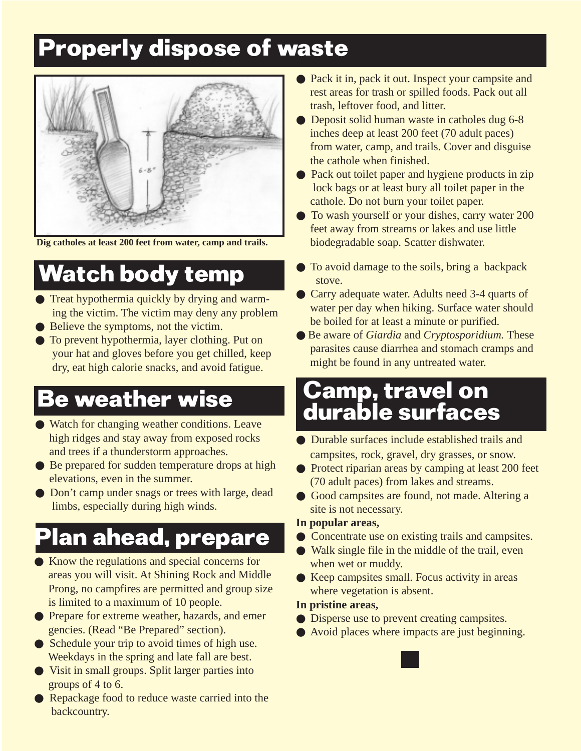## Properly dispose of waste

Dig catholes at least 200 feet from water, camp and trails.

- Pack it in, pack it out. Inspect your campsite and rest areas for trash or spilled foods. Pack out all trash, leftover food, and litter.
- Deposit solid human waste in catholes dug 6-8 inches deep at least 200 feet (70 adult paces) from water, camp, and trails. Cover and disguise the cathole when finished.
- Pack out toilet paper and hygiene products in zip lock bags or at least bury all toilet paper in the cathole. Do not burn your toilet paper.
- To wash yourself or your dishes, carry water 200 feet away from streams or lakes and use little biodegradable soap. Scatter dishwater.

## Watch body temp

- Treat hypothermia quickly by drying and warming the victim. The victim may deny any problem
- Believe the symptoms, not the victim.
- To prevent hypothermia, layer clothing. Put on your hat and gloves before you get chilled, keep dry, eat high calorie snacks, and avoid fatigue.

## Be weather wise

- Watch for changing weather conditions. Leave high ridges and stay away from exposed rocks and trees if a thunderstorm approaches.
- Be prepared for sudden temperature drops at high elevations, even in the summer.
- Don't camp under snags or trees with large, dead limbs, especially during high winds.

## Plan ahead, prepare

- Know the regulations and special concerns for areas you will visit. At Shining Rock and Middle Prong, no campfires are permitted and group size is limited to a maximum of 10 people.
- Prepare for extreme weather, hazards, and emergencies. (Read "Be Prepared" section).
- Schedule your trip to avoid times of high use. Weekdays in the spring and late fall are best.
- Visit in small groups. Split larger parties into groups of 4 to 6.
- Repackage food to reduce waste carried into the backcountry.
- To avoid damage to the soils, bring a backpack stove.
- Carry adequate water. Adults need 3-4 quarts of water per day when hiking. Surface water should be boiled for at least a minute or purified.
- Be aware of *Giardia* and *Cryptosporidium.* These parasites cause diarrhea and stomach cramps and might be found in any untreated water.

## Camp, travel on durable surfaces

- Durable surfaces include established trails and campsites, rock, gravel, dry grasses, or snow.
- Protect riparian areas by camping at least 200 feet (70 adult paces) from lakes and streams.
- Good campsites are found, not made. Altering a site is not necessary.

**In popular areas,**

- Concentrate use on existing trails and campsites.
- Walk single file in the middle of the trail, even when wet or muddy.
- Keep campsites small. Focus activity in areas where vegetation is absent.

**In pristine areas,**

- Disperse use to prevent creating campsites.
- Avoid places where impacts are just beginning.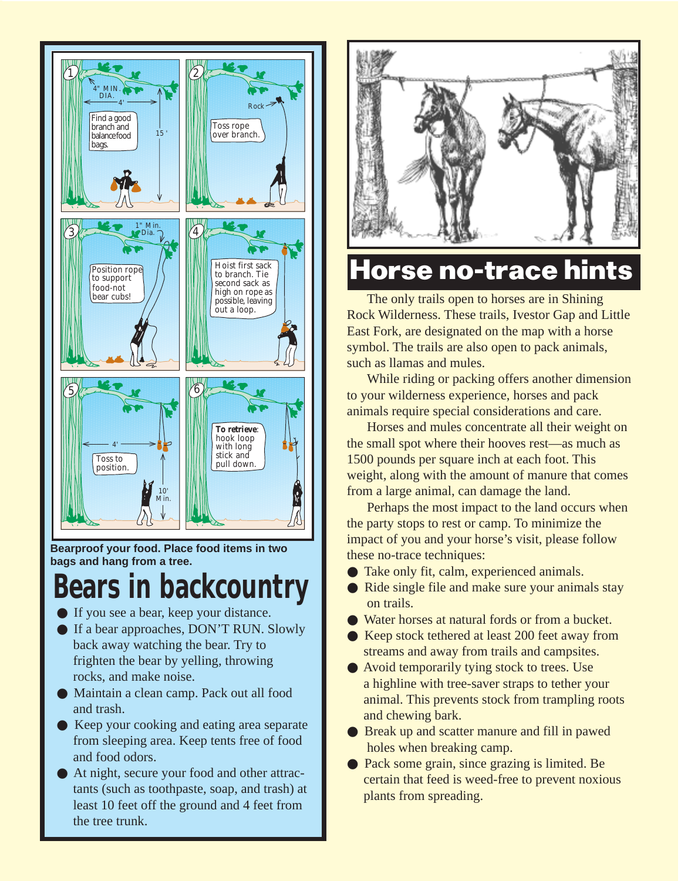1. Find a good branch and balance food bags. (4" MIN. DIA., 4', 15')
2. Toss rope over branch. (Rock)
3. Position rope to support food-not bear cubs! (1" Min. Dia.)
4. Hoist first sack to branch. Tie second sack as high on rope as possible, leaving out a loop.
5. Toss to position. (4', 10' Min.)
6. **To retrieve**: hook loop with long stick and pull down.

**Bearproof your food. Place food items in two bags and hang from a tree.**

# Bears in backcountry

- If you see a bear, keep your distance.
- If a bear approaches, DON'T RUN. Slowly back away watching the bear. Try to frighten the bear by yelling, throwing rocks, and make noise.
- Maintain a clean camp. Pack out all food and trash.
- Keep your cooking and eating area separate from sleeping area. Keep tents free of food and food odors.
- At night, secure your food and other attractants (such as toothpaste, soap, and trash) at least 10 feet off the ground and 4 feet from the tree trunk.

# Horse no-trace hints

The only trails open to horses are in Shining Rock Wilderness. These trails, Ivestor Gap and Little East Fork, are designated on the map with a horse symbol. The trails are also open to pack animals, such as llamas and mules.

While riding or packing offers another dimension to your wilderness experience, horses and pack animals require special considerations and care.

Horses and mules concentrate all their weight on the small spot where their hooves rest—as much as 1500 pounds per square inch at each foot. This weight, along with the amount of manure that comes from a large animal, can damage the land.

Perhaps the most impact to the land occurs when the party stops to rest or camp. To minimize the impact of you and your horse's visit, please follow these no-trace techniques:

- Take only fit, calm, experienced animals.
- Ride single file and make sure your animals stay on trails.
- Water horses at natural fords or from a bucket.
- Keep stock tethered at least 200 feet away from streams and away from trails and campsites.
- Avoid temporarily tying stock to trees. Use a highline with tree-saver straps to tether your animal. This prevents stock from trampling roots and chewing bark.
- Break up and scatter manure and fill in pawed holes when breaking camp.
- Pack some grain, since grazing is limited. Be certain that feed is weed-free to prevent noxious plants from spreading.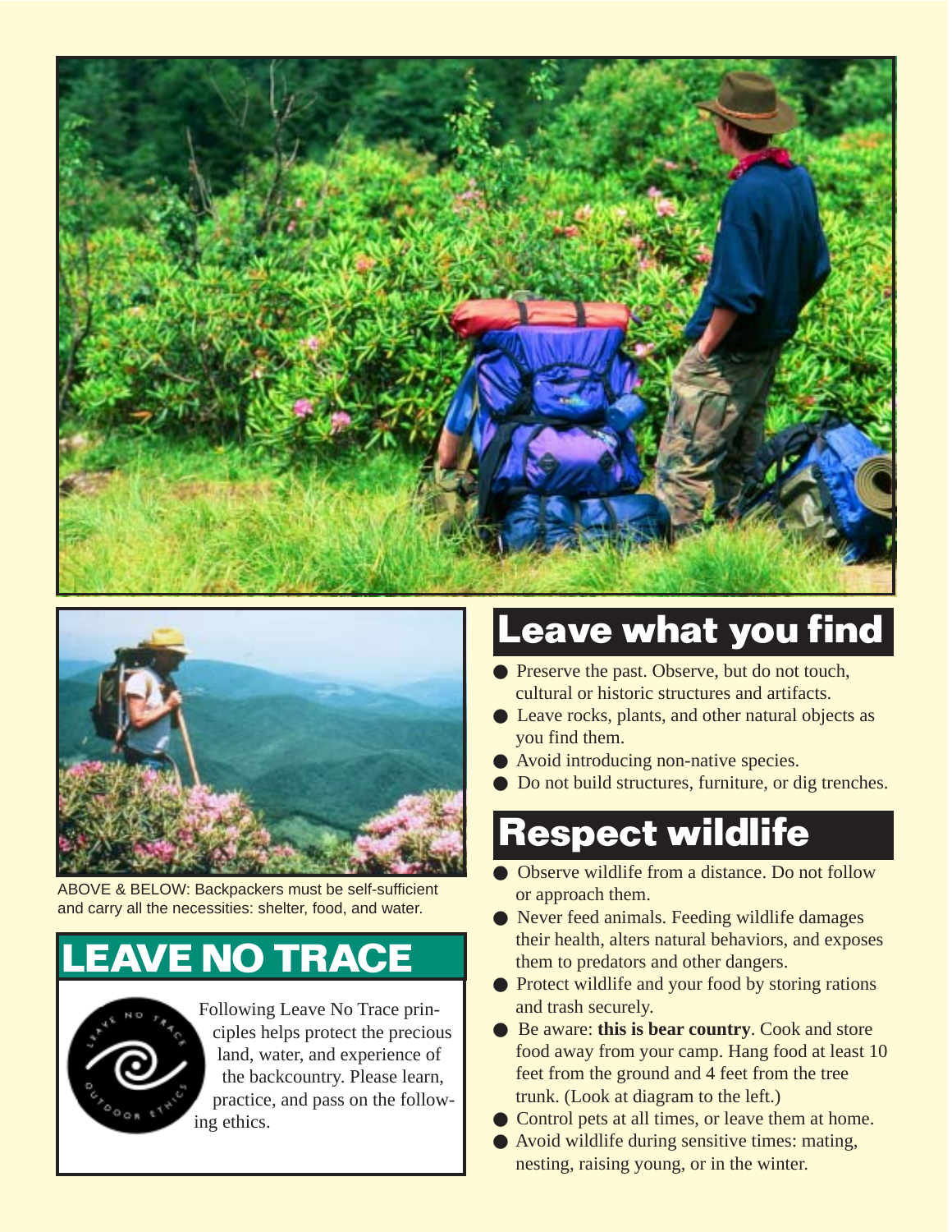ABOVE & BELOW: Backpackers must be self-sufficient and carry all the necessities: shelter, food, and water.

## LEAVE NO TRACE

Following Leave No Trace principles helps protect the precious land, water, and experience of the backcountry. Please learn, practice, and pass on the following ethics.

## Leave what you find

- Preserve the past. Observe, but do not touch, cultural or historic structures and artifacts.
- Leave rocks, plants, and other natural objects as you find them.
- Avoid introducing non-native species.
- Do not build structures, furniture, or dig trenches.

## Respect wildlife

- Observe wildlife from a distance. Do not follow or approach them.
- Never feed animals. Feeding wildlife damages their health, alters natural behaviors, and exposes them to predators and other dangers.
- Protect wildlife and your food by storing rations and trash securely.
- Be aware: **this is bear country**. Cook and store food away from your camp. Hang food at least 10 feet from the ground and 4 feet from the tree trunk. (Look at diagram to the left.)
- Control pets at all times, or leave them at home.
- Avoid wildlife during sensitive times: mating, nesting, raising young, or in the winter.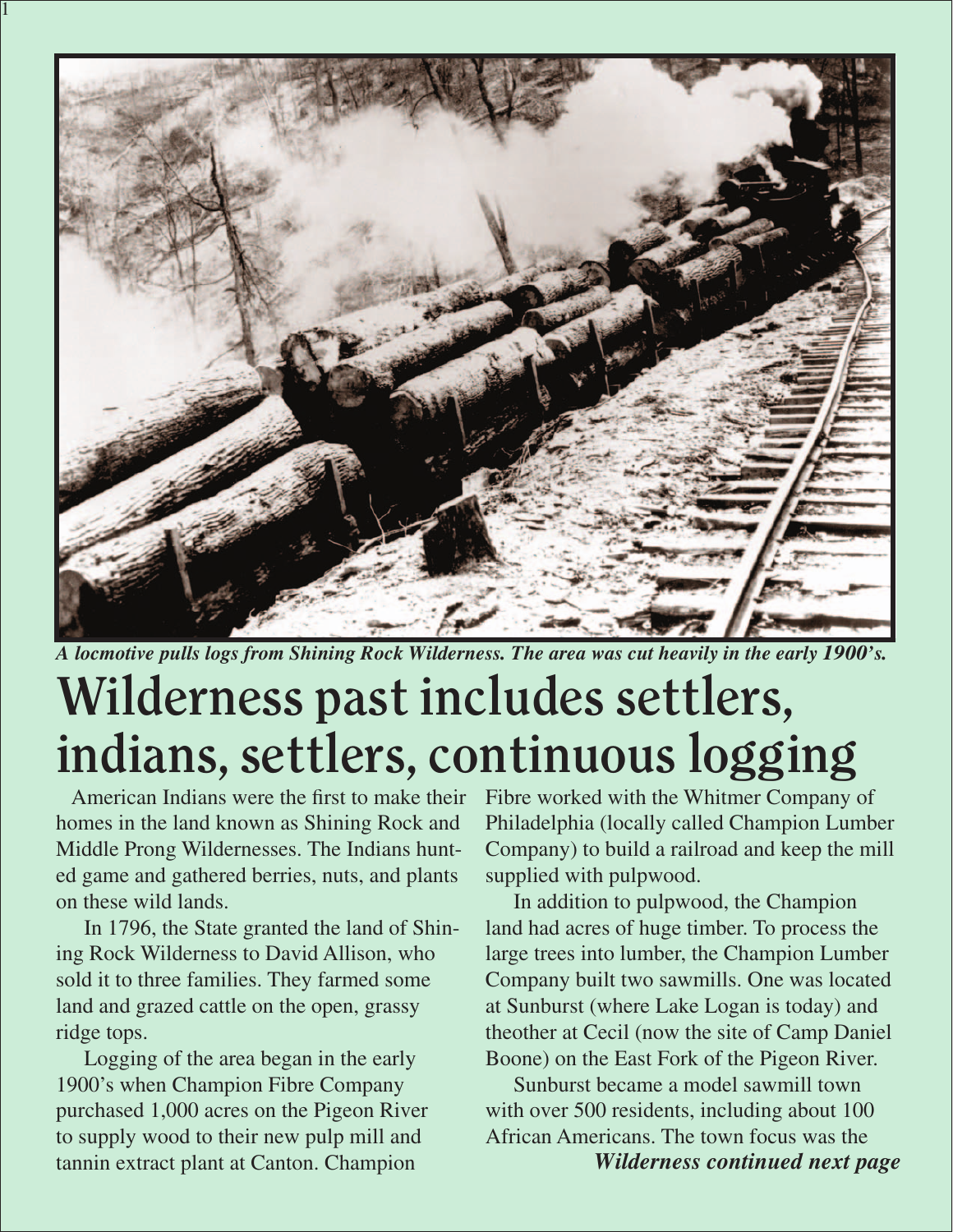*A locmotive pulls logs from Shining Rock Wilderness. The area was cut heavily in the early 1900's.*

# Wilderness past includes settlers, indians, settlers, continuous logging

American Indians were the first to make their homes in the land known as Shining Rock and Middle Prong Wildernesses. The Indians hunted game and gathered berries, nuts, and plants on these wild lands.

In 1796, the State granted the land of Shining Rock Wilderness to David Allison, who sold it to three families. They farmed some land and grazed cattle on the open, grassy ridge tops.

Logging of the area began in the early 1900's when Champion Fibre Company purchased 1,000 acres on the Pigeon River to supply wood to their new pulp mill and tannin extract plant at Canton. Champion Fibre worked with the Whitmer Company of Philadelphia (locally called Champion Lumber Company) to build a railroad and keep the mill supplied with pulpwood.

In addition to pulpwood, the Champion land had acres of huge timber. To process the large trees into lumber, the Champion Lumber Company built two sawmills. One was located at Sunburst (where Lake Logan is today) and theother at Cecil (now the site of Camp Daniel Boone) on the East Fork of the Pigeon River.

Sunburst became a model sawmill town with over 500 residents, including about 100 African Americans. The town focus was the

***Wilderness continued next page***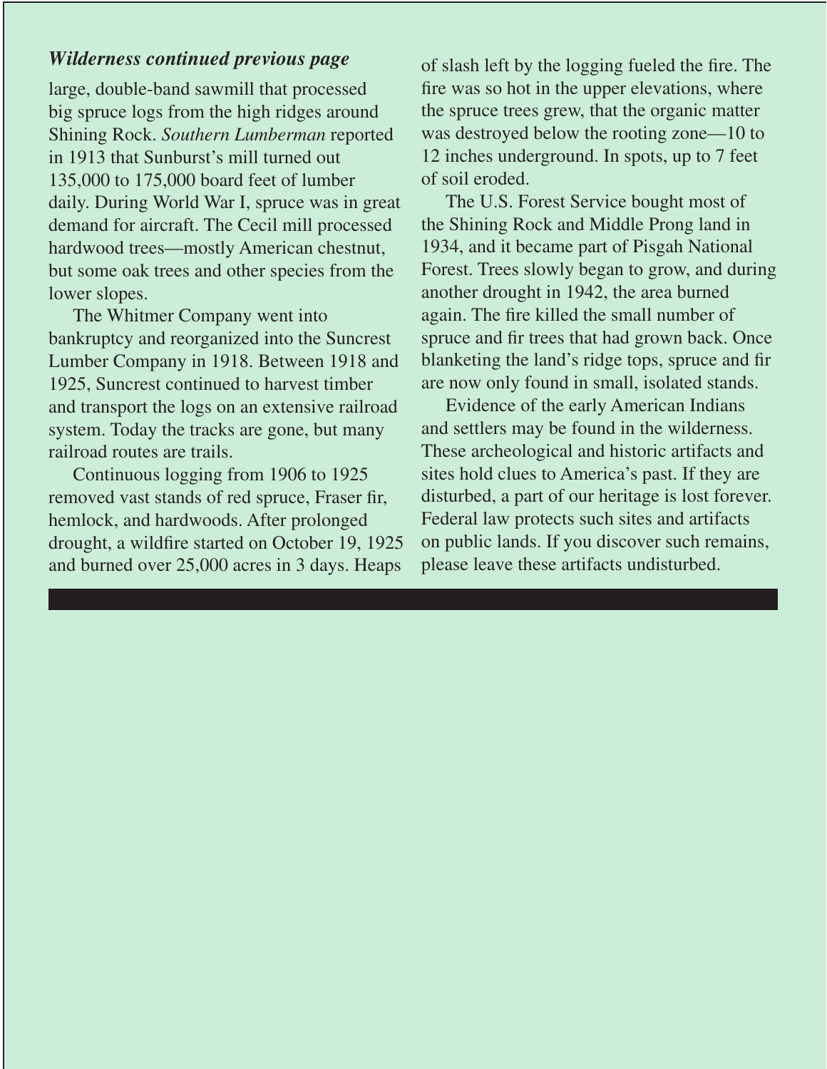***Wilderness continued previous page***

large, double-band sawmill that processed big spruce logs from the high ridges around Shining Rock. *Southern Lumberman* reported in 1913 that Sunburst's mill turned out 135,000 to 175,000 board feet of lumber daily. During World War I, spruce was in great demand for aircraft. The Cecil mill processed hardwood trees—mostly American chestnut, but some oak trees and other species from the lower slopes.

The Whitmer Company went into bankruptcy and reorganized into the Suncrest Lumber Company in 1918. Between 1918 and 1925, Suncrest continued to harvest timber and transport the logs on an extensive railroad system. Today the tracks are gone, but many railroad routes are trails.

Continuous logging from 1906 to 1925 removed vast stands of red spruce, Fraser fir, hemlock, and hardwoods. After prolonged drought, a wildfire started on October 19, 1925 and burned over 25,000 acres in 3 days. Heaps of slash left by the logging fueled the fire. The fire was so hot in the upper elevations, where the spruce trees grew, that the organic matter was destroyed below the rooting zone—10 to 12 inches underground. In spots, up to 7 feet of soil eroded.

The U.S. Forest Service bought most of the Shining Rock and Middle Prong land in 1934, and it became part of Pisgah National Forest. Trees slowly began to grow, and during another drought in 1942, the area burned again. The fire killed the small number of spruce and fir trees that had grown back. Once blanketing the land's ridge tops, spruce and fir are now only found in small, isolated stands.

Evidence of the early American Indians and settlers may be found in the wilderness. These archeological and historic artifacts and sites hold clues to America's past. If they are disturbed, a part of our heritage is lost forever. Federal law protects such sites and artifacts on public lands. If you discover such remains, please leave these artifacts undisturbed.